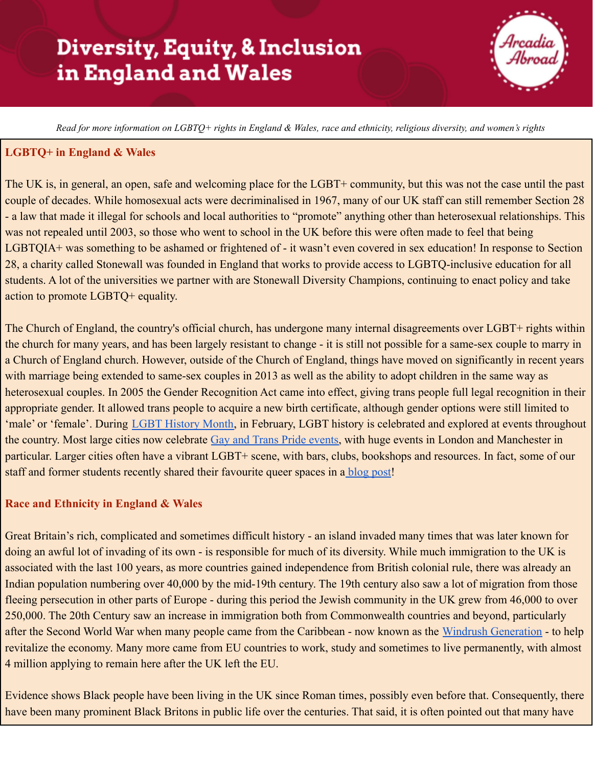# Diversity, Equity, & Inclusion in England and Wales

Arcadia Abroad

*Read for more information on LGBTQ+ rights in England & Wales, race and ethnicity, religious diversity, and women's rights*

## LGBTQ+ in England & Wales

The UK is, in general, an open, safe and welcoming place for the LGBT+ community, but this was not the case until the past couple of decades. While homosexual acts were decriminalised in 1967, many of our UK staff can still remember Section 28 - a law that made it illegal for schools and local authorities to "promote" anything other than heterosexual relationships. This was not repealed until 2003, so those who went to school in the UK before this were often made to feel that being LGBTQIA+ was something to be ashamed or frightened of - it wasn't even covered in sex education! In response to Section 28, a charity called Stonewall was founded in England that works to provide access to LGBTQ-inclusive education for all students. A lot of the universities we partner with are Stonewall Diversity Champions, continuing to enact policy and take action to promote LGBTQ+ equality.

The Church of England, the country's official church, has undergone many internal disagreements over LGBT+ rights within the church for many years, and has been largely resistant to change - it is still not possible for a same-sex couple to marry in a Church of England church. However, outside of the Church of England, things have moved on significantly in recent years with marriage being extended to same-sex couples in 2013 as well as the ability to adopt children in the same way as heterosexual couples. In 2005 the Gender Recognition Act came into effect, giving trans people full legal recognition in their appropriate gender. It allowed trans people to acquire a new birth certificate, although gender options were still limited to 'male' or 'female'. During [LGBT History Month](), in February, LGBT history is celebrated and explored at events throughout the country. Most large cities now celebrate [Gay and Trans Pride events](), with huge events in London and Manchester in particular. Larger cities often have a vibrant LGBT+ scene, with bars, clubs, bookshops and resources. In fact, some of our staff and former students recently shared their favourite queer spaces in a [blog post]()!

## Race and Ethnicity in England & Wales

Great Britain's rich, complicated and sometimes difficult history - an island invaded many times that was later known for doing an awful lot of invading of its own - is responsible for much of its diversity. While much immigration to the UK is associated with the last 100 years, as more countries gained independence from British colonial rule, there was already an Indian population numbering over 40,000 by the mid-19th century. The 19th century also saw a lot of migration from those fleeing persecution in other parts of Europe - during this period the Jewish community in the UK grew from 46,000 to over 250,000. The 20th Century saw an increase in immigration both from Commonwealth countries and beyond, particularly after the Second World War when many people came from the Caribbean - now known as the [Windrush Generation]() - to help revitalize the economy. Many more came from EU countries to work, study and sometimes to live permanently, with almost 4 million applying to remain here after the UK left the EU.

Evidence shows Black people have been living in the UK since Roman times, possibly even before that. Consequently, there have been many prominent Black Britons in public life over the centuries. That said, it is often pointed out that many have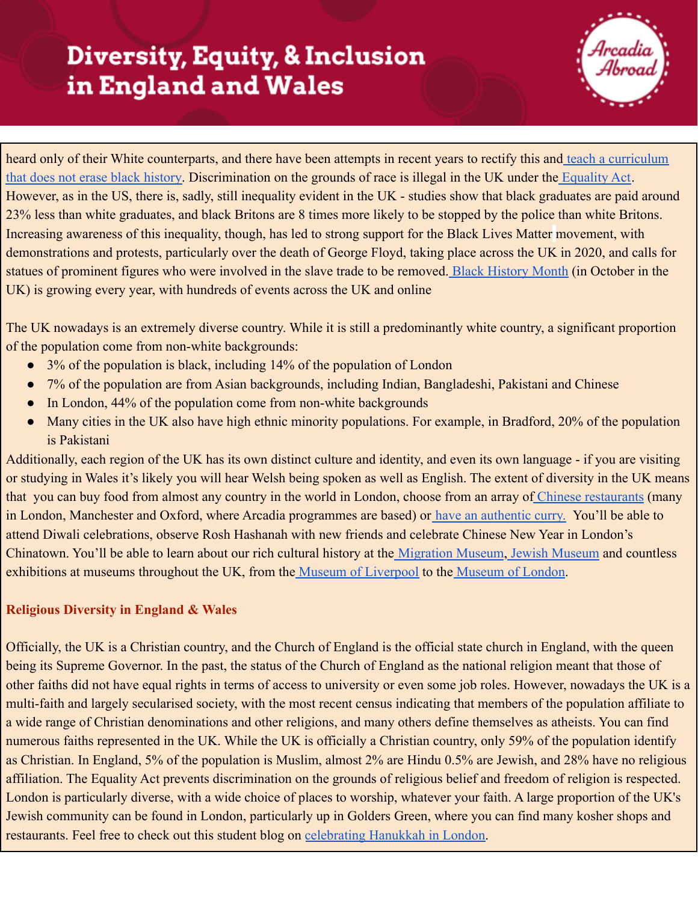heard only of their White counterparts, and there have been attempts in recent years to rectify this and teach a curriculum that does not erase black history. Discrimination on the grounds of race is illegal in the UK under the Equality Act. However, as in the US, there is, sadly, still inequality evident in the UK - studies show that black graduates are paid around 23% less than white graduates, and black Britons are 8 times more likely to be stopped by the police than white Britons. Increasing awareness of this inequality, though, has led to strong support for the Black Lives Matter movement, with demonstrations and protests, particularly over the death of George Floyd, taking place across the UK in 2020, and calls for statues of prominent figures who were involved in the slave trade to be removed. Black History Month (in October in the UK) is growing every year, with hundreds of events across the UK and online

The UK nowadays is an extremely diverse country. While it is still a predominantly white country, a significant proportion of the population come from non-white backgrounds:

- 3% of the population is black, including 14% of the population of London
- 7% of the population are from Asian backgrounds, including Indian, Bangladeshi, Pakistani and Chinese
- In London, 44% of the population come from non-white backgrounds
- Many cities in the UK also have high ethnic minority populations. For example, in Bradford, 20% of the population is Pakistani

Additionally, each region of the UK has its own distinct culture and identity, and even its own language - if you are visiting or studying in Wales it's likely you will hear Welsh being spoken as well as English. The extent of diversity in the UK means that you can buy food from almost any country in the world in London, choose from an array of Chinese restaurants (many in London, Manchester and Oxford, where Arcadia programmes are based) or have an authentic curry. You'll be able to attend Diwali celebrations, observe Rosh Hashanah with new friends and celebrate Chinese New Year in London's Chinatown. You'll be able to learn about our rich cultural history at the Migration Museum, Jewish Museum and countless exhibitions at museums throughout the UK, from the Museum of Liverpool to the Museum of London.

## Religious Diversity in England & Wales

Officially, the UK is a Christian country, and the Church of England is the official state church in England, with the queen being its Supreme Governor. In the past, the status of the Church of England as the national religion meant that those of other faiths did not have equal rights in terms of access to university or even some job roles. However, nowadays the UK is a multi-faith and largely secularised society, with the most recent census indicating that members of the population affiliate to a wide range of Christian denominations and other religions, and many others define themselves as atheists. You can find numerous faiths represented in the UK. While the UK is officially a Christian country, only 59% of the population identify as Christian. In England, 5% of the population is Muslim, almost 2% are Hindu 0.5% are Jewish, and 28% have no religious affiliation. The Equality Act prevents discrimination on the grounds of religious belief and freedom of religion is respected. London is particularly diverse, with a wide choice of places to worship, whatever your faith. A large proportion of the UK's Jewish community can be found in London, particularly up in Golders Green, where you can find many kosher shops and restaurants. Feel free to check out this student blog on celebrating Hanukkah in London.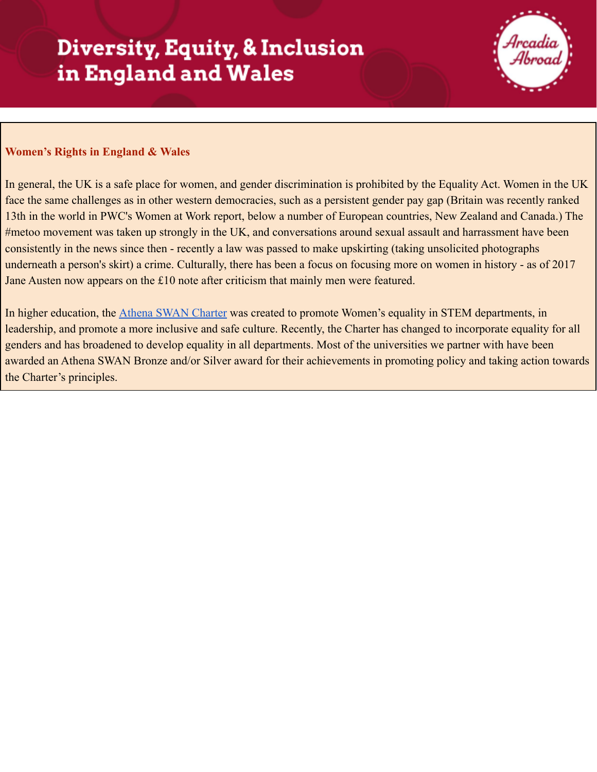# Diversity, Equity, & Inclusion in England and Wales

### Women's Rights in England & Wales

In general, the UK is a safe place for women, and gender discrimination is prohibited by the Equality Act. Women in the UK face the same challenges as in other western democracies, such as a persistent gender pay gap (Britain was recently ranked 13th in the world in PWC's Women at Work report, below a number of European countries, New Zealand and Canada.) The #metoo movement was taken up strongly in the UK, and conversations around sexual assault and harrassment have been consistently in the news since then - recently a law was passed to make upskirting (taking unsolicited photographs underneath a person's skirt) a crime. Culturally, there has been a focus on focusing more on women in history - as of 2017 Jane Austen now appears on the £10 note after criticism that mainly men were featured.

In higher education, the Athena SWAN Charter was created to promote Women's equality in STEM departments, in leadership, and promote a more inclusive and safe culture. Recently, the Charter has changed to incorporate equality for all genders and has broadened to develop equality in all departments. Most of the universities we partner with have been awarded an Athena SWAN Bronze and/or Silver award for their achievements in promoting policy and taking action towards the Charter's principles.